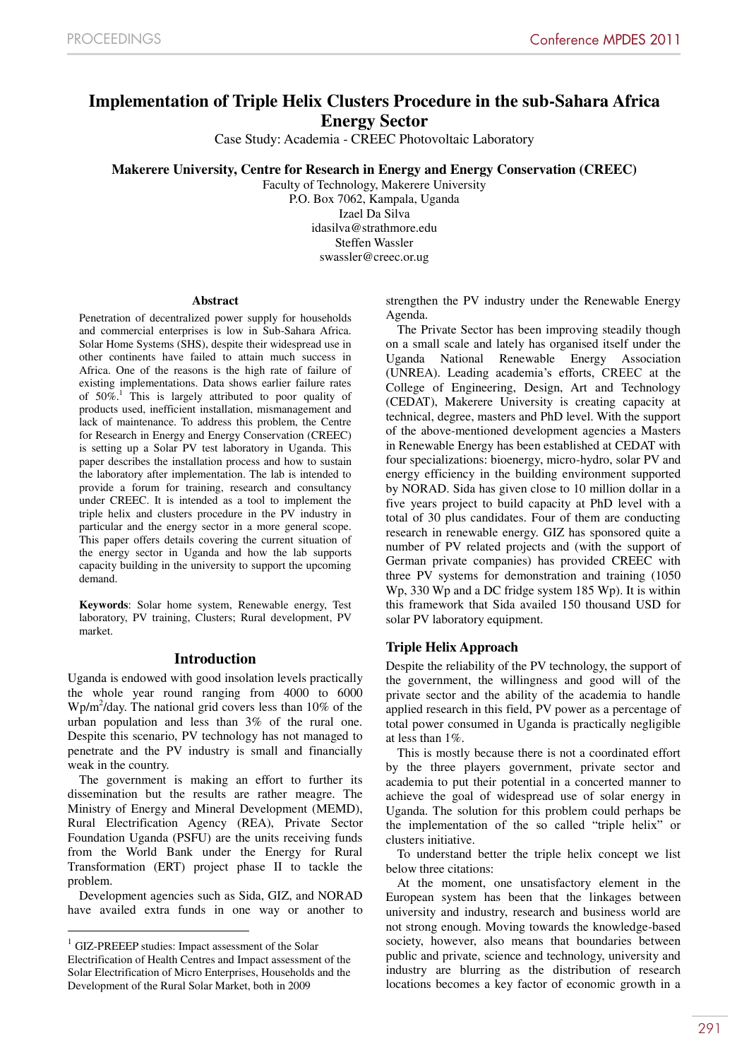# Implementation of Triple Helix Clusters Procedure in the sub-Sahara Africa Energy Sector

Case Study: Academia - CREEC Photovoltaic Laboratory

**Makerere University, Centre for Research in Energy and Energy Conservation (CREEC)**

Faculty of Technology, Makerere University
P.O. Box 7062, Kampala, Uganda
Izael Da Silva
idasilva@strathmore.edu
Steffen Wassler
swassler@creec.or.ug

### Abstract

Penetration of decentralized power supply for households and commercial enterprises is low in Sub-Sahara Africa. Solar Home Systems (SHS), despite their widespread use in other continents have failed to attain much success in Africa. One of the reasons is the high rate of failure of existing implementations. Data shows earlier failure rates of 50%.[1] This is largely attributed to poor quality of products used, inefficient installation, mismanagement and lack of maintenance. To address this problem, the Centre for Research in Energy and Energy Conservation (CREEC) is setting up a Solar PV test laboratory in Uganda. This paper describes the installation process and how to sustain the laboratory after implementation. The lab is intended to provide a forum for training, research and consultancy under CREEC. It is intended as a tool to implement the triple helix and clusters procedure in the PV industry in particular and the energy sector in a more general scope. This paper offers details covering the current situation of the energy sector in Uganda and how the lab supports capacity building in the university to support the upcoming demand.

**Keywords**: Solar home system, Renewable energy, Test laboratory, PV training, Clusters; Rural development, PV market.

## Introduction

Uganda is endowed with good insolation levels practically the whole year round ranging from 4000 to 6000 $Wp/m^2/day$. The national grid covers less than 10% of the urban population and less than 3% of the rural one. Despite this scenario, PV technology has not managed to penetrate and the PV industry is small and financially weak in the country.

The government is making an effort to further its dissemination but the results are rather meagre. The Ministry of Energy and Mineral Development (MEMD), Rural Electrification Agency (REA), Private Sector Foundation Uganda (PSFU) are the units receiving funds from the World Bank under the Energy for Rural Transformation (ERT) project phase II to tackle the problem.

Development agencies such as Sida, GIZ, and NORAD have availed extra funds in one way or another to strengthen the PV industry under the Renewable Energy Agenda.

The Private Sector has been improving steadily though on a small scale and lately has organised itself under the Uganda National Renewable Energy Association (UNREA). Leading academia's efforts, CREEC at the College of Engineering, Design, Art and Technology (CEDAT), Makerere University is creating capacity at technical, degree, masters and PhD level. With the support of the above-mentioned development agencies a Masters in Renewable Energy has been established at CEDAT with four specializations: bioenergy, micro-hydro, solar PV and energy efficiency in the building environment supported by NORAD. Sida has given close to 10 million dollar in a five years project to build capacity at PhD level with a total of 30 plus candidates. Four of them are conducting research in renewable energy. GIZ has sponsored quite a number of PV related projects and (with the support of German private companies) has provided CREEC with three PV systems for demonstration and training (1050 Wp, 330 Wp and a DC fridge system 185 Wp). It is within this framework that Sida availed 150 thousand USD for solar PV laboratory equipment.

## Triple Helix Approach

Despite the reliability of the PV technology, the support of the government, the willingness and good will of the private sector and the ability of the academia to handle applied research in this field, PV power as a percentage of total power consumed in Uganda is practically negligible at less than 1%.

This is mostly because there is not a coordinated effort by the three players government, private sector and academia to put their potential in a concerted manner to achieve the goal of widespread use of solar energy in Uganda. The solution for this problem could perhaps be the implementation of the so called "triple helix" or clusters initiative.

To understand better the triple helix concept we list below three citations:

At the moment, one unsatisfactory element in the European system has been that the linkages between university and industry, research and business world are not strong enough. Moving towards the knowledge-based society, however, also means that boundaries between public and private, science and technology, university and industry are blurring as the distribution of research locations becomes a key factor of economic growth in a

---

[1] GIZ-PREEEP studies: Impact assessment of the Solar Electrification of Health Centres and Impact assessment of the Solar Electrification of Micro Enterprises, Households and the Development of the Rural Solar Market, both in 2009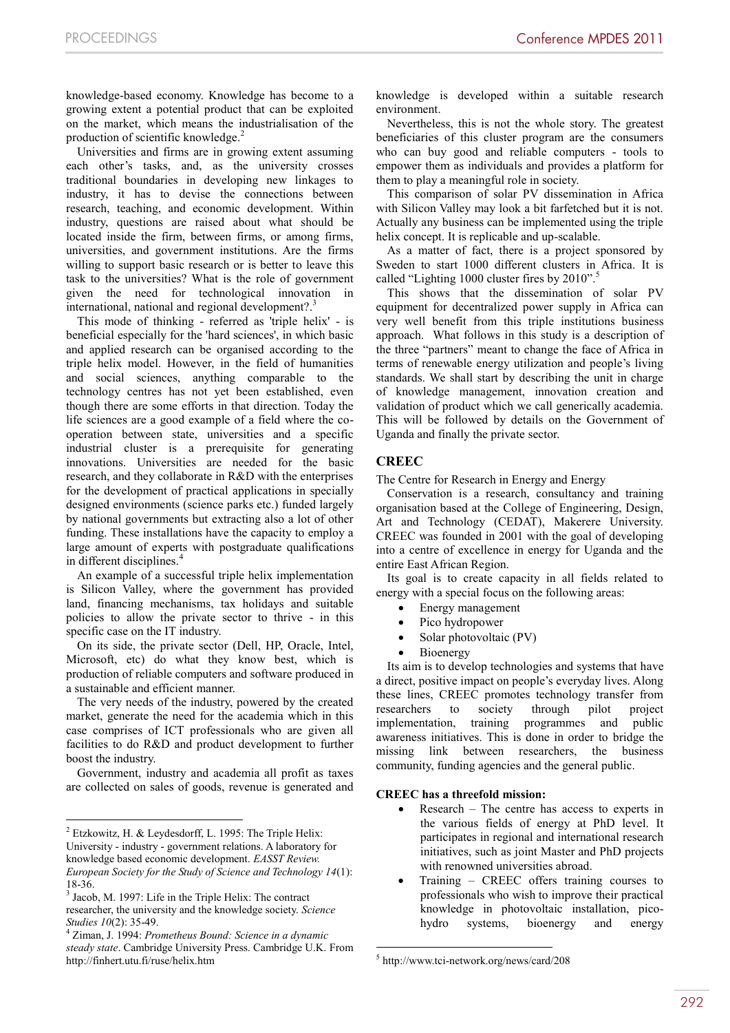knowledge-based economy. Knowledge has become to a growing extent a potential product that can be exploited on the market, which means the industrialisation of the production of scientific knowledge.[2]

Universities and firms are in growing extent assuming each other's tasks, and, as the university crosses traditional boundaries in developing new linkages to industry, it has to devise the connections between research, teaching, and economic development. Within industry, questions are raised about what should be located inside the firm, between firms, or among firms, universities, and government institutions. Are the firms willing to support basic research or is better to leave this task to the universities? What is the role of government given the need for technological innovation in international, national and regional development?.[3]

This mode of thinking - referred as 'triple helix' - is beneficial especially for the 'hard sciences', in which basic and applied research can be organised according to the triple helix model. However, in the field of humanities and social sciences, anything comparable to the technology centres has not yet been established, even though there are some efforts in that direction. Today the life sciences are a good example of a field where the co-operation between state, universities and a specific industrial cluster is a prerequisite for generating innovations. Universities are needed for the basic research, and they collaborate in R&D with the enterprises for the development of practical applications in specially designed environments (science parks etc.) funded largely by national governments but extracting also a lot of other funding. These installations have the capacity to employ a large amount of experts with postgraduate qualifications in different disciplines.[4]

An example of a successful triple helix implementation is Silicon Valley, where the government has provided land, financing mechanisms, tax holidays and suitable policies to allow the private sector to thrive - in this specific case on the IT industry.

On its side, the private sector (Dell, HP, Oracle, Intel, Microsoft, etc) do what they know best, which is production of reliable computers and software produced in a sustainable and efficient manner.

The very needs of the industry, powered by the created market, generate the need for the academia which in this case comprises of ICT professionals who are given all facilities to do R&D and product development to further boost the industry.

Government, industry and academia all profit as taxes are collected on sales of goods, revenue is generated and knowledge is developed within a suitable research environment.

Nevertheless, this is not the whole story. The greatest beneficiaries of this cluster program are the consumers who can buy good and reliable computers - tools to empower them as individuals and provides a platform for them to play a meaningful role in society.

This comparison of solar PV dissemination in Africa with Silicon Valley may look a bit farfetched but it is not. Actually any business can be implemented using the triple helix concept. It is replicable and up-scalable.

As a matter of fact, there is a project sponsored by Sweden to start 1000 different clusters in Africa. It is called "Lighting 1000 cluster fires by 2010".[5]

This shows that the dissemination of solar PV equipment for decentralized power supply in Africa can very well benefit from this triple institutions business approach. What follows in this study is a description of the three "partners" meant to change the face of Africa in terms of renewable energy utilization and people's living standards. We shall start by describing the unit in charge of knowledge management, innovation creation and validation of product which we call generically academia. This will be followed by details on the Government of Uganda and finally the private sector.

## CREEC

The Centre for Research in Energy and Energy Conservation is a research, consultancy and training organisation based at the College of Engineering, Design, Art and Technology (CEDAT), Makerere University. CREEC was founded in 2001 with the goal of developing into a centre of excellence in energy for Uganda and the entire East African Region.

Its goal is to create capacity in all fields related to energy with a special focus on the following areas:

- Energy management
- Pico hydropower
- Solar photovoltaic (PV)
- Bioenergy

Its aim is to develop technologies and systems that have a direct, positive impact on people's everyday lives. Along these lines, CREEC promotes technology transfer from researchers to society through pilot project implementation, training programmes and public awareness initiatives. This is done in order to bridge the missing link between researchers, the business community, funding agencies and the general public.

**CREEC has a threefold mission:**

- Research – The centre has access to experts in the various fields of energy at PhD level. It participates in regional and international research initiatives, such as joint Master and PhD projects with renowned universities abroad.
- Training – CREEC offers training courses to professionals who wish to improve their practical knowledge in photovoltaic installation, pico-hydro systems, bioenergy and energy

---

[2] Etzkowitz, H. & Leydesdorff, L. 1995: The Triple Helix: University - industry - government relations. A laboratory for knowledge based economic development. *EASST Review. European Society for the Study of Science and Technology 14*(1): 18-36.

[3] Jacob, M. 1997: Life in the Triple Helix: The contract researcher, the university and the knowledge society. *Science Studies 10*(2): 35-49.

[4] Ziman, J. 1994: *Prometheus Bound: Science in a dynamic steady state*. Cambridge University Press. Cambridge U.K. From http://finhert.utu.fi/ruse/helix.htm

[5] http://www.tci-network.org/news/card/208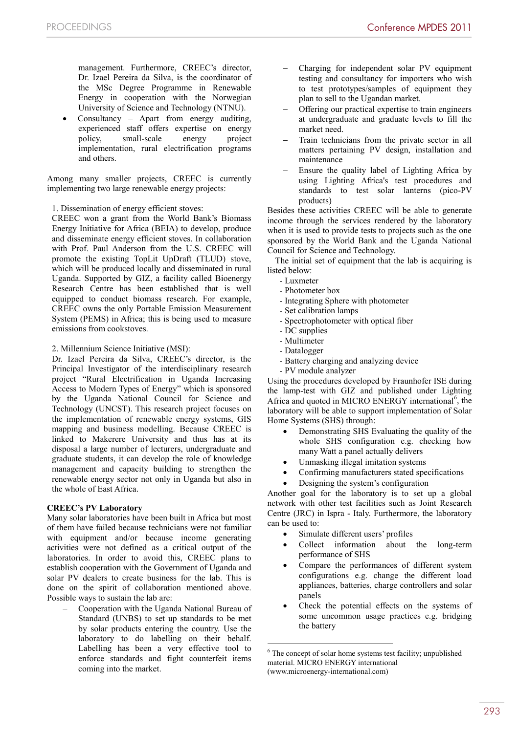management. Furthermore, CREEC's director, Dr. Izael Pereira da Silva, is the coordinator of the MSc Degree Programme in Renewable Energy in cooperation with the Norwegian University of Science and Technology (NTNU).

- Consultancy – Apart from energy auditing, experienced staff offers expertise on energy policy, small-scale energy project implementation, rural electrification programs and others.

Among many smaller projects, CREEC is currently implementing two large renewable energy projects:

1. Dissemination of energy efficient stoves:
CREEC won a grant from the World Bank's Biomass Energy Initiative for Africa (BEIA) to develop, produce and disseminate energy efficient stoves. In collaboration with Prof. Paul Anderson from the U.S. CREEC will promote the existing TopLit UpDraft (TLUD) stove, which will be produced locally and disseminated in rural Uganda. Supported by GIZ, a facility called Bioenergy Research Centre has been established that is well equipped to conduct biomass research. For example, CREEC owns the only Portable Emission Measurement System (PEMS) in Africa; this is being used to measure emissions from cookstoves.

2. Millennium Science Initiative (MSI):
Dr. Izael Pereira da Silva, CREEC's director, is the Principal Investigator of the interdisciplinary research project "Rural Electrification in Uganda Increasing Access to Modern Types of Energy" which is sponsored by the Uganda National Council for Science and Technology (UNCST). This research project focuses on the implementation of renewable energy systems, GIS mapping and business modelling. Because CREEC is linked to Makerere University and thus has at its disposal a large number of lecturers, undergraduate and graduate students, it can develop the role of knowledge management and capacity building to strengthen the renewable energy sector not only in Uganda but also in the whole of East Africa.

**CREEC's PV Laboratory**

Many solar laboratories have been built in Africa but most of them have failed because technicians were not familiar with equipment and/or because income generating activities were not defined as a critical output of the laboratories. In order to avoid this, CREEC plans to establish cooperation with the Government of Uganda and solar PV dealers to create business for the lab. This is done on the spirit of collaboration mentioned above. Possible ways to sustain the lab are:

- Cooperation with the Uganda National Bureau of Standard (UNBS) to set up standards to be met by solar products entering the country. Use the laboratory to do labelling on their behalf. Labelling has been a very effective tool to enforce standards and fight counterfeit items coming into the market.
- Charging for independent solar PV equipment testing and consultancy for importers who wish to test prototypes/samples of equipment they plan to sell to the Ugandan market.
- Offering our practical expertise to train engineers at undergraduate and graduate levels to fill the market need.
- Train technicians from the private sector in all matters pertaining PV design, installation and maintenance
- Ensure the quality label of Lighting Africa by using Lighting Africa's test procedures and standards to test solar lanterns (pico-PV products)

Besides these activities CREEC will be able to generate income through the services rendered by the laboratory when it is used to provide tests to projects such as the one sponsored by the World Bank and the Uganda National Council for Science and Technology.

The initial set of equipment that the lab is acquiring is listed below:

- Luxmeter
- Photometer box
- Integrating Sphere with photometer
- Set calibration lamps
- Spectrophotometer with optical fiber
- DC supplies
- Multimeter
- Datalogger
- Battery charging and analyzing device
- PV module analyzer

Using the procedures developed by Fraunhofer ISE during the lamp-test with GIZ and published under Lighting Africa and quoted in MICRO ENERGY international[6], the laboratory will be able to support implementation of Solar Home Systems (SHS) through:

- Demonstrating SHS Evaluating the quality of the whole SHS configuration e.g. checking how many Watt a panel actually delivers
- Unmasking illegal imitation systems
- Confirming manufacturers stated specifications
- Designing the system's configuration

Another goal for the laboratory is to set up a global network with other test facilities such as Joint Research Centre (JRC) in Ispra - Italy. Furthermore, the laboratory can be used to:

- Simulate different users' profiles
- Collect information about the long-term performance of SHS
- Compare the performances of different system configurations e.g. change the different load appliances, batteries, charge controllers and solar panels
- Check the potential effects on the systems of some uncommon usage practices e.g. bridging the battery

[6] The concept of solar home systems test facility; unpublished material. MICRO ENERGY international (www.microenergy-international.com)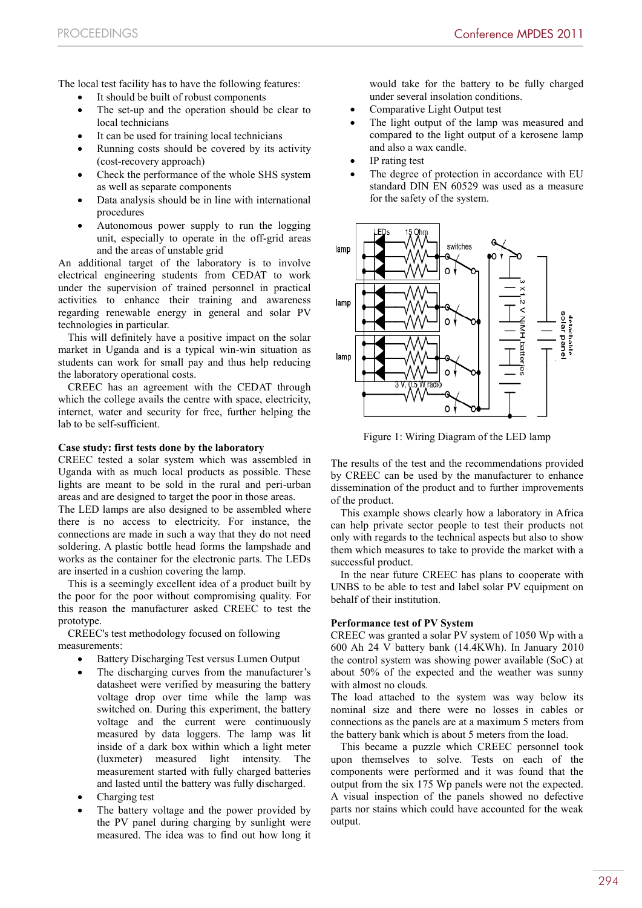The local test facility has to have the following features:

- It should be built of robust components
- The set-up and the operation should be clear to local technicians
- It can be used for training local technicians
- Running costs should be covered by its activity (cost-recovery approach)
- Check the performance of the whole SHS system as well as separate components
- Data analysis should be in line with international procedures
- Autonomous power supply to run the logging unit, especially to operate in the off-grid areas and the areas of unstable grid

An additional target of the laboratory is to involve electrical engineering students from CEDAT to work under the supervision of trained personnel in practical activities to enhance their training and awareness regarding renewable energy in general and solar PV technologies in particular.

This will definitely have a positive impact on the solar market in Uganda and is a typical win-win situation as students can work for small pay and thus help reducing the laboratory operational costs.

CREEC has an agreement with the CEDAT through which the college avails the centre with space, electricity, internet, water and security for free, further helping the lab to be self-sufficient.

**Case study: first tests done by the laboratory**

CREEC tested a solar system which was assembled in Uganda with as much local products as possible. These lights are meant to be sold in the rural and peri-urban areas and are designed to target the poor in those areas.

The LED lamps are also designed to be assembled where there is no access to electricity. For instance, the connections are made in such a way that they do not need soldering. A plastic bottle head forms the lampshade and works as the container for the electronic parts. The LEDs are inserted in a cushion covering the lamp.

This is a seemingly excellent idea of a product built by the poor for the poor without compromising quality. For this reason the manufacturer asked CREEC to test the prototype.

CREEC's test methodology focused on following measurements:

- Battery Discharging Test versus Lumen Output
- The discharging curves from the manufacturer's datasheet were verified by measuring the battery voltage drop over time while the lamp was switched on. During this experiment, the battery voltage and the current were continuously measured by data loggers. The lamp was lit inside of a dark box within which a light meter (luxmeter) measured light intensity. The measurement started with fully charged batteries and lasted until the battery was fully discharged.
- Charging test
- The battery voltage and the power provided by the PV panel during charging by sunlight were measured. The idea was to find out how long it would take for the battery to be fully charged under several insolation conditions.
- Comparative Light Output test
- The light output of the lamp was measured and compared to the light output of a kerosene lamp and also a wax candle.
- IP rating test
- The degree of protection in accordance with EU standard DIN EN 60529 was used as a measure for the safety of the system.

Figure 1: Wiring Diagram of the LED lamp

The results of the test and the recommendations provided by CREEC can be used by the manufacturer to enhance dissemination of the product and to further improvements of the product.

This example shows clearly how a laboratory in Africa can help private sector people to test their products not only with regards to the technical aspects but also to show them which measures to take to provide the market with a successful product.

In the near future CREEC has plans to cooperate with UNBS to be able to test and label solar PV equipment on behalf of their institution.

**Performance test of PV System**

CREEC was granted a solar PV system of 1050 Wp with a 600 Ah 24 V battery bank (14.4KWh). In January 2010 the control system was showing power available (SoC) at about 50% of the expected and the weather was sunny with almost no clouds.

The load attached to the system was way below its nominal size and there were no losses in cables or connections as the panels are at a maximum 5 meters from the battery bank which is about 5 meters from the load.

This became a puzzle which CREEC personnel took upon themselves to solve. Tests on each of the components were performed and it was found that the output from the six 175 Wp panels were not the expected. A visual inspection of the panels showed no defective parts nor stains which could have accounted for the weak output.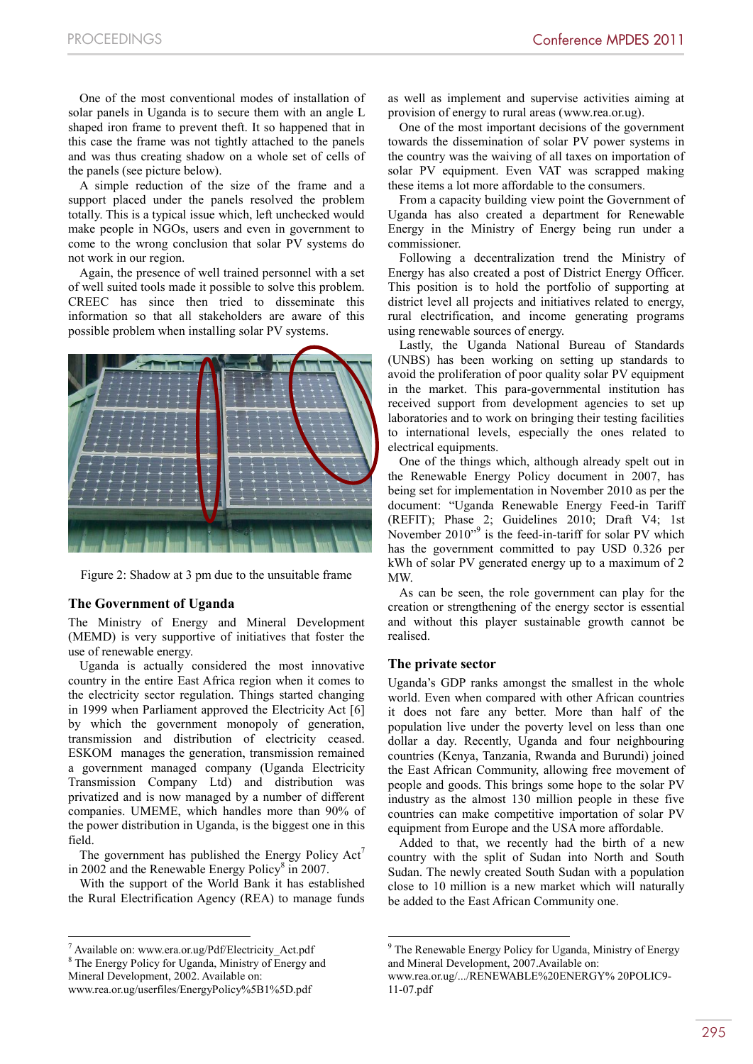One of the most conventional modes of installation of solar panels in Uganda is to secure them with an angle L shaped iron frame to prevent theft. It so happened that in this case the frame was not tightly attached to the panels and was thus creating shadow on a whole set of cells of the panels (see picture below).

A simple reduction of the size of the frame and a support placed under the panels resolved the problem totally. This is a typical issue which, left unchecked would make people in NGOs, users and even in government to come to the wrong conclusion that solar PV systems do not work in our region.

Again, the presence of well trained personnel with a set of well suited tools made it possible to solve this problem. CREEC has since then tried to disseminate this information so that all stakeholders are aware of this possible problem when installing solar PV systems.

Figure 2: Shadow at 3 pm due to the unsuitable frame

## The Government of Uganda

The Ministry of Energy and Mineral Development (MEMD) is very supportive of initiatives that foster the use of renewable energy.

Uganda is actually considered the most innovative country in the entire East Africa region when it comes to the electricity sector regulation. Things started changing in 1999 when Parliament approved the Electricity Act [6] by which the government monopoly of generation, transmission and distribution of electricity ceased. ESKOM manages the generation, transmission remained a government managed company (Uganda Electricity Transmission Company Ltd) and distribution was privatized and is now managed by a number of different companies. UMEME, which handles more than 90% of the power distribution in Uganda, is the biggest one in this field.

The government has published the Energy Policy Act[7] in 2002 and the Renewable Energy Policy[8] in 2007.

With the support of the World Bank it has established the Rural Electrification Agency (REA) to manage funds as well as implement and supervise activities aiming at provision of energy to rural areas (www.rea.or.ug).

One of the most important decisions of the government towards the dissemination of solar PV power systems in the country was the waiving of all taxes on importation of solar PV equipment. Even VAT was scrapped making these items a lot more affordable to the consumers.

From a capacity building view point the Government of Uganda has also created a department for Renewable Energy in the Ministry of Energy being run under a commissioner.

Following a decentralization trend the Ministry of Energy has also created a post of District Energy Officer. This position is to hold the portfolio of supporting at district level all projects and initiatives related to energy, rural electrification, and income generating programs using renewable sources of energy.

Lastly, the Uganda National Bureau of Standards (UNBS) has been working on setting up standards to avoid the proliferation of poor quality solar PV equipment in the market. This para-governmental institution has received support from development agencies to set up laboratories and to work on bringing their testing facilities to international levels, especially the ones related to electrical equipments.

One of the things which, although already spelt out in the Renewable Energy Policy document in 2007, has being set for implementation in November 2010 as per the document: "Uganda Renewable Energy Feed-in Tariff (REFIT); Phase 2; Guidelines 2010; Draft V4; 1st November 2010"[9] is the feed-in-tariff for solar PV which has the government committed to pay USD 0.326 per kWh of solar PV generated energy up to a maximum of 2 MW.

As can be seen, the role government can play for the creation or strengthening of the energy sector is essential and without this player sustainable growth cannot be realised.

## The private sector

Uganda's GDP ranks amongst the smallest in the whole world. Even when compared with other African countries it does not fare any better. More than half of the population live under the poverty level on less than one dollar a day. Recently, Uganda and four neighbouring countries (Kenya, Tanzania, Rwanda and Burundi) joined the East African Community, allowing free movement of people and goods. This brings some hope to the solar PV industry as the almost 130 million people in these five countries can make competitive importation of solar PV equipment from Europe and the USA more affordable.

Added to that, we recently had the birth of a new country with the split of Sudan into North and South Sudan. The newly created South Sudan with a population close to 10 million is a new market which will naturally be added to the East African Community one.

---

[7] Available on: www.era.or.ug/Pdf/Electricity_Act.pdf

[8] The Energy Policy for Uganda, Ministry of Energy and Mineral Development, 2002. Available on: www.rea.or.ug/userfiles/EnergyPolicy%5B1%5D.pdf

[9] The Renewable Energy Policy for Uganda, Ministry of Energy and Mineral Development, 2007.Available on: www.rea.or.ug/.../RENEWABLE%20ENERGY% 20POLIC9-11-07.pdf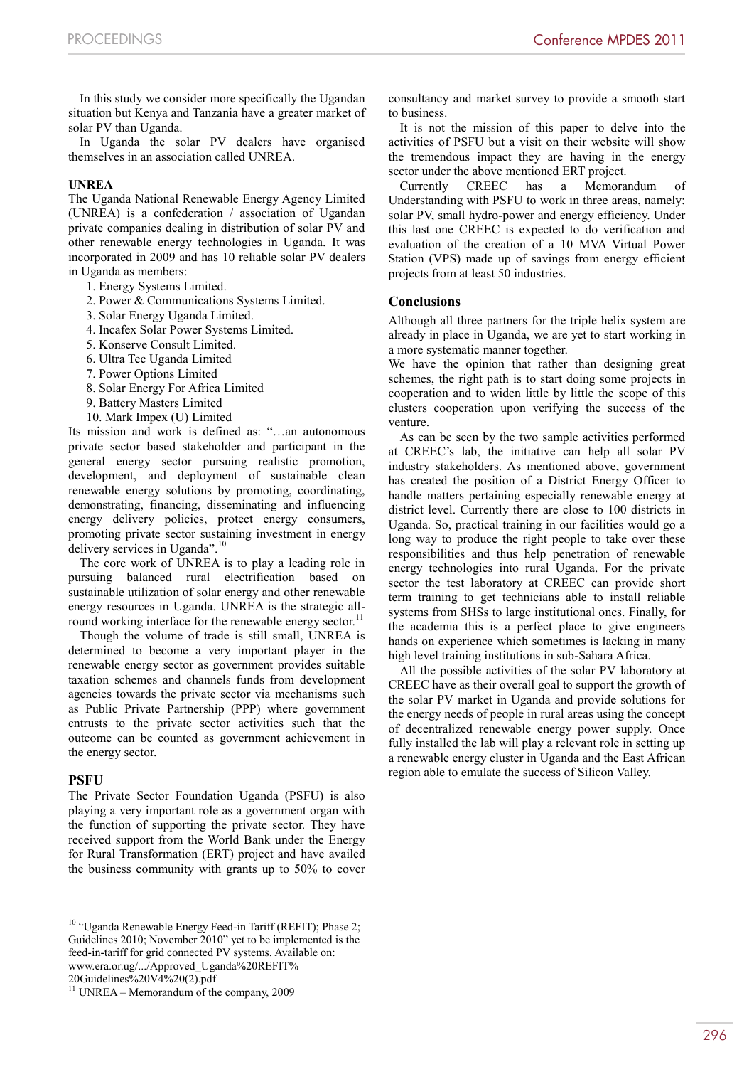In this study we consider more specifically the Ugandan situation but Kenya and Tanzania have a greater market of solar PV than Uganda.

In Uganda the solar PV dealers have organised themselves in an association called UNREA.

## UNREA

The Uganda National Renewable Energy Agency Limited (UNREA) is a confederation / association of Ugandan private companies dealing in distribution of solar PV and other renewable energy technologies in Uganda. It was incorporated in 2009 and has 10 reliable solar PV dealers in Uganda as members:

1. Energy Systems Limited.
2. Power & Communications Systems Limited.
3. Solar Energy Uganda Limited.
4. Incafex Solar Power Systems Limited.
5. Konserve Consult Limited.
6. Ultra Tec Uganda Limited
7. Power Options Limited
8. Solar Energy For Africa Limited
9. Battery Masters Limited
10. Mark Impex (U) Limited

Its mission and work is defined as: "…an autonomous private sector based stakeholder and participant in the general energy sector pursuing realistic promotion, development, and deployment of sustainable clean renewable energy solutions by promoting, coordinating, demonstrating, financing, disseminating and influencing energy delivery policies, protect energy consumers, promoting private sector sustaining investment in energy delivery services in Uganda".[10]

The core work of UNREA is to play a leading role in pursuing balanced rural electrification based on sustainable utilization of solar energy and other renewable energy resources in Uganda. UNREA is the strategic all-round working interface for the renewable energy sector.[11]

Though the volume of trade is still small, UNREA is determined to become a very important player in the renewable energy sector as government provides suitable taxation schemes and channels funds from development agencies towards the private sector via mechanisms such as Public Private Partnership (PPP) where government entrusts to the private sector activities such that the outcome can be counted as government achievement in the energy sector.

## PSFU

The Private Sector Foundation Uganda (PSFU) is also playing a very important role as a government organ with the function of supporting the private sector. They have received support from the World Bank under the Energy for Rural Transformation (ERT) project and have availed the business community with grants up to 50% to cover consultancy and market survey to provide a smooth start to business.

It is not the mission of this paper to delve into the activities of PSFU but a visit on their website will show the tremendous impact they are having in the energy sector under the above mentioned ERT project.

Currently CREEC has a Memorandum of Understanding with PSFU to work in three areas, namely: solar PV, small hydro-power and energy efficiency. Under this last one CREEC is expected to do verification and evaluation of the creation of a 10 MVA Virtual Power Station (VPS) made up of savings from energy efficient projects from at least 50 industries.

## Conclusions

Although all three partners for the triple helix system are already in place in Uganda, we are yet to start working in a more systematic manner together.

We have the opinion that rather than designing great schemes, the right path is to start doing some projects in cooperation and to widen little by little the scope of this clusters cooperation upon verifying the success of the venture.

As can be seen by the two sample activities performed at CREEC's lab, the initiative can help all solar PV industry stakeholders. As mentioned above, government has created the position of a District Energy Officer to handle matters pertaining especially renewable energy at district level. Currently there are close to 100 districts in Uganda. So, practical training in our facilities would go a long way to produce the right people to take over these responsibilities and thus help penetration of renewable energy technologies into rural Uganda. For the private sector the test laboratory at CREEC can provide short term training to get technicians able to install reliable systems from SHSs to large institutional ones. Finally, for the academia this is a perfect place to give engineers hands on experience which sometimes is lacking in many high level training institutions in sub-Sahara Africa.

All the possible activities of the solar PV laboratory at CREEC have as their overall goal to support the growth of the solar PV market in Uganda and provide solutions for the energy needs of people in rural areas using the concept of decentralized renewable energy power supply. Once fully installed the lab will play a relevant role in setting up a renewable energy cluster in Uganda and the East African region able to emulate the success of Silicon Valley.

---

[10] "Uganda Renewable Energy Feed-in Tariff (REFIT); Phase 2; Guidelines 2010; November 2010" yet to be implemented is the feed-in-tariff for grid connected PV systems. Available on: www.era.or.ug/.../Approved_Uganda%20REFIT%20Guidelines%20V4%20(2).pdf

[11] UNREA – Memorandum of the company, 2009